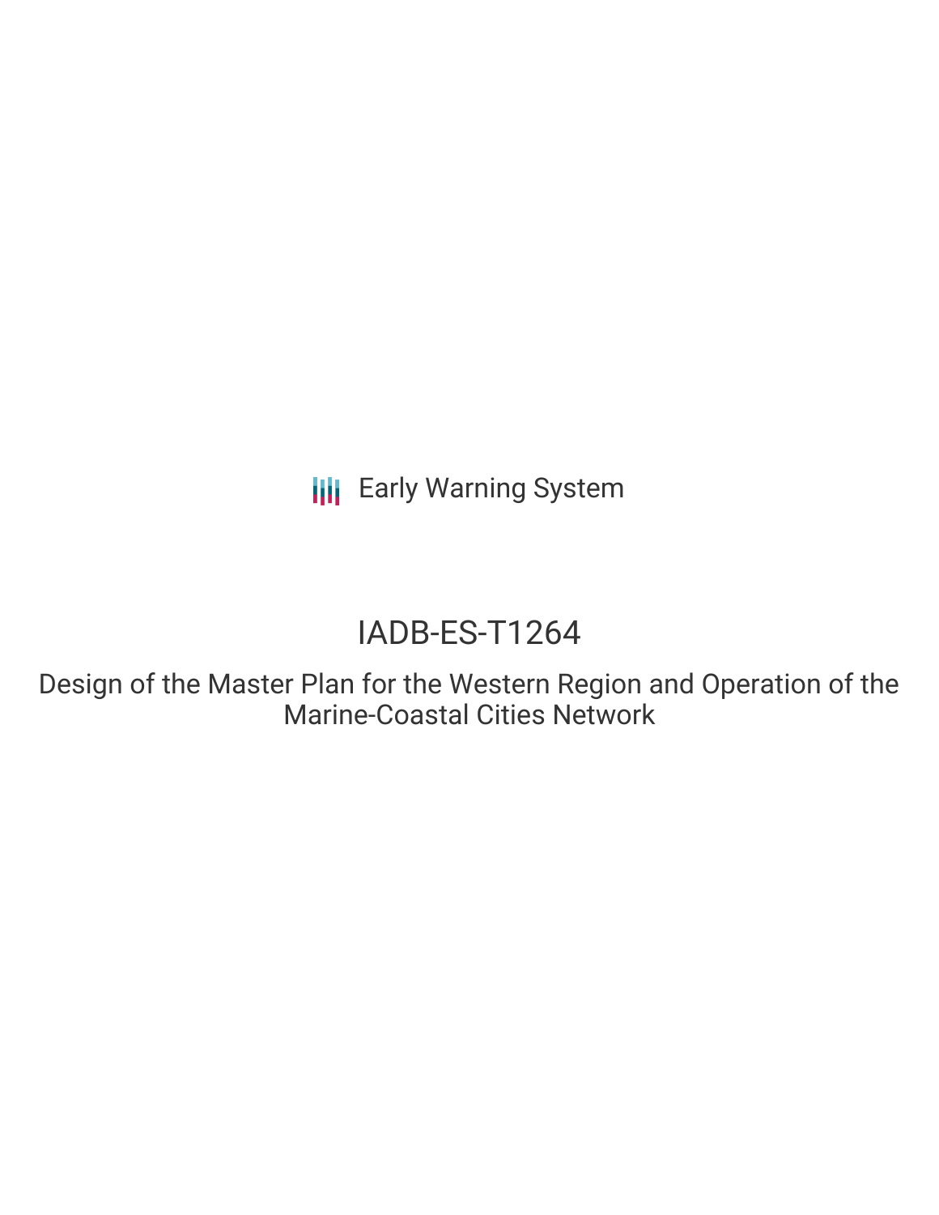Early Warning System

# IADB-ES-T1264

## Design of the Master Plan for the Western Region and Operation of the Marine-Coastal Cities Network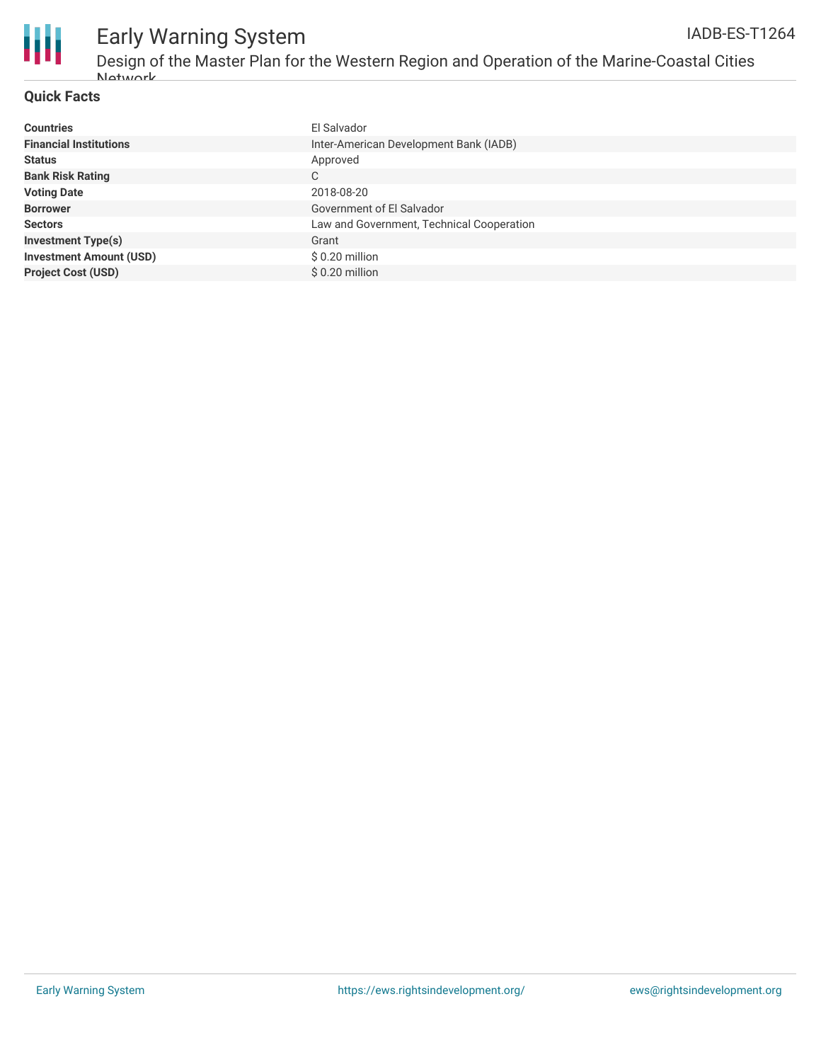## Quick Facts

| | |
|---|---|
| **Countries** | El Salvador |
| **Financial Institutions** | Inter-American Development Bank (IADB) |
| **Status** | Approved |
| **Bank Risk Rating** | C |
| **Voting Date** | 2018-08-20 |
| **Borrower** | Government of El Salvador |
| **Sectors** | Law and Government, Technical Cooperation |
| **Investment Type(s)** | Grant |
| **Investment Amount (USD)** | $ 0.20 million |
| **Project Cost (USD)** | $ 0.20 million |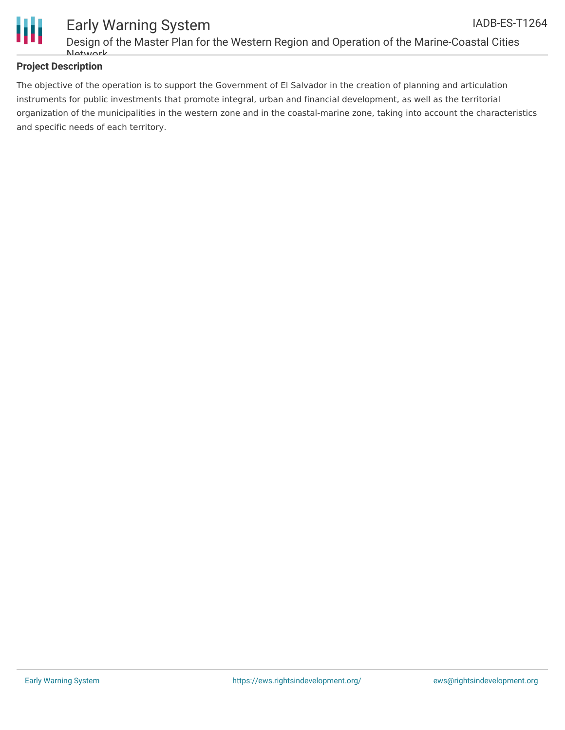## Project Description

The objective of the operation is to support the Government of El Salvador in the creation of planning and articulation instruments for public investments that promote integral, urban and financial development, as well as the territorial organization of the municipalities in the western zone and in the coastal-marine zone, taking into account the characteristics and specific needs of each territory.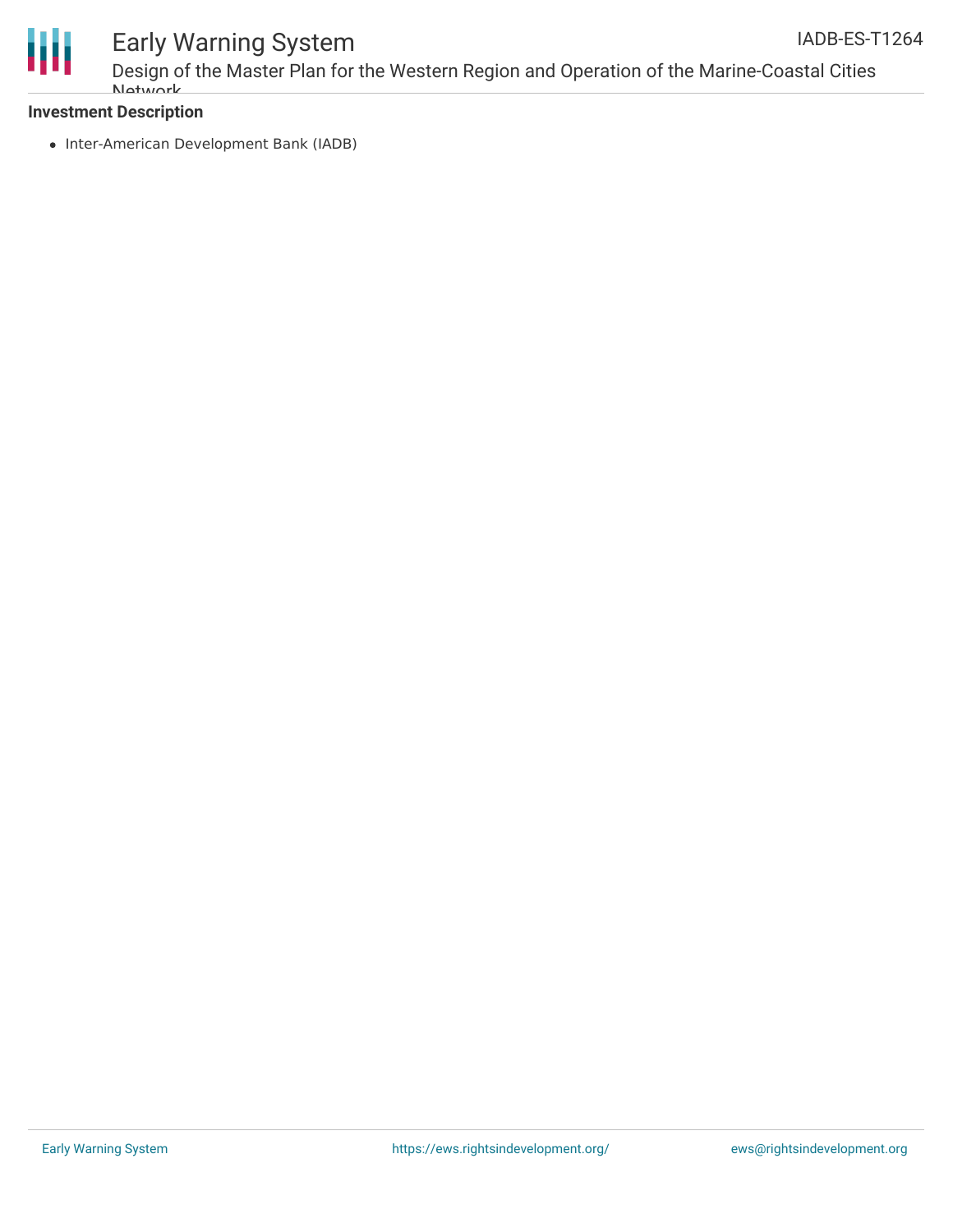**Investment Description**

- Inter-American Development Bank (IADB)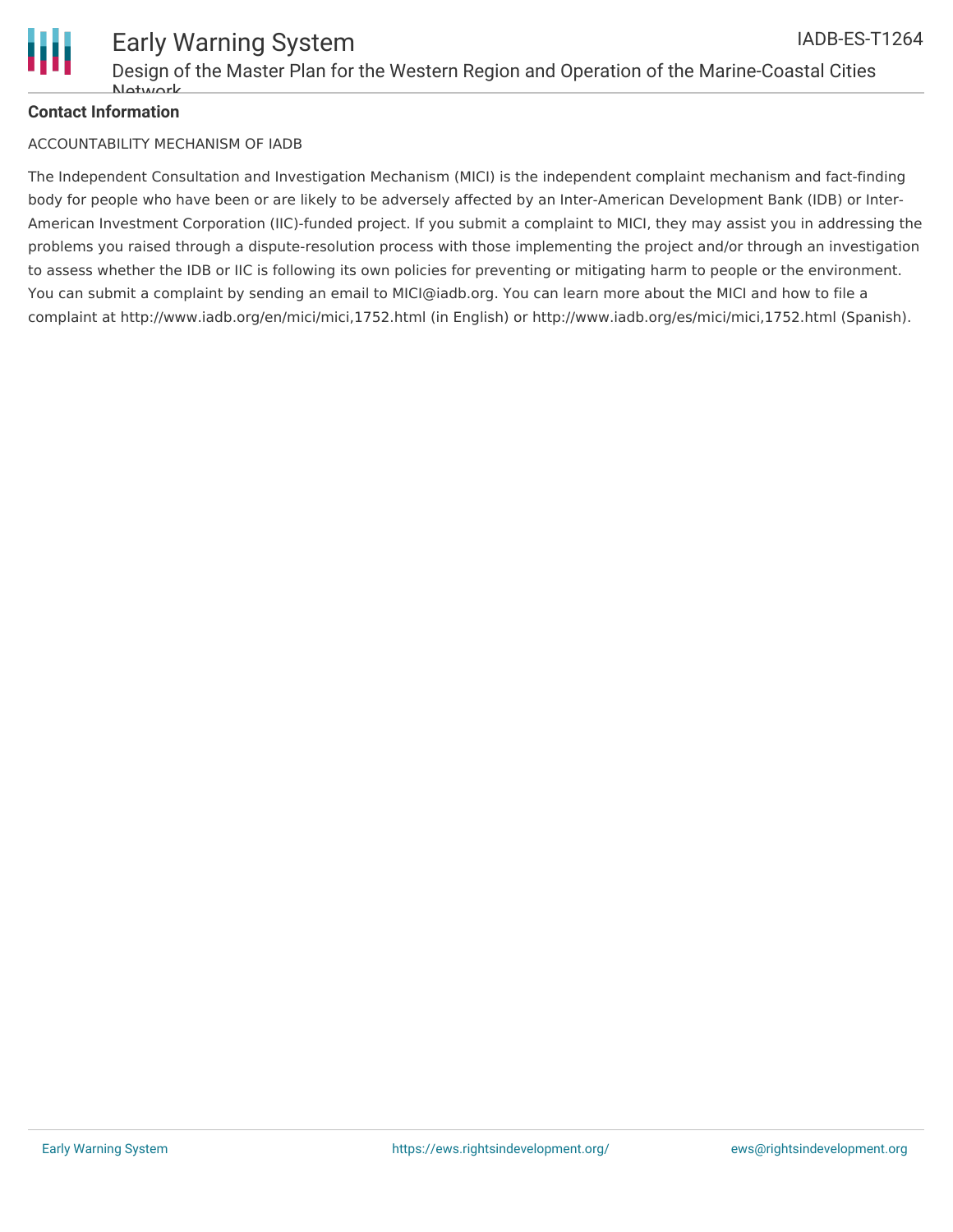**Contact Information**

ACCOUNTABILITY MECHANISM OF IADB

The Independent Consultation and Investigation Mechanism (MICI) is the independent complaint mechanism and fact-finding body for people who have been or are likely to be adversely affected by an Inter-American Development Bank (IDB) or Inter-American Investment Corporation (IIC)-funded project. If you submit a complaint to MICI, they may assist you in addressing the problems you raised through a dispute-resolution process with those implementing the project and/or through an investigation to assess whether the IDB or IIC is following its own policies for preventing or mitigating harm to people or the environment. You can submit a complaint by sending an email to MICI@iadb.org. You can learn more about the MICI and how to file a complaint at http://www.iadb.org/en/mici/mici,1752.html (in English) or http://www.iadb.org/es/mici/mici,1752.html (Spanish).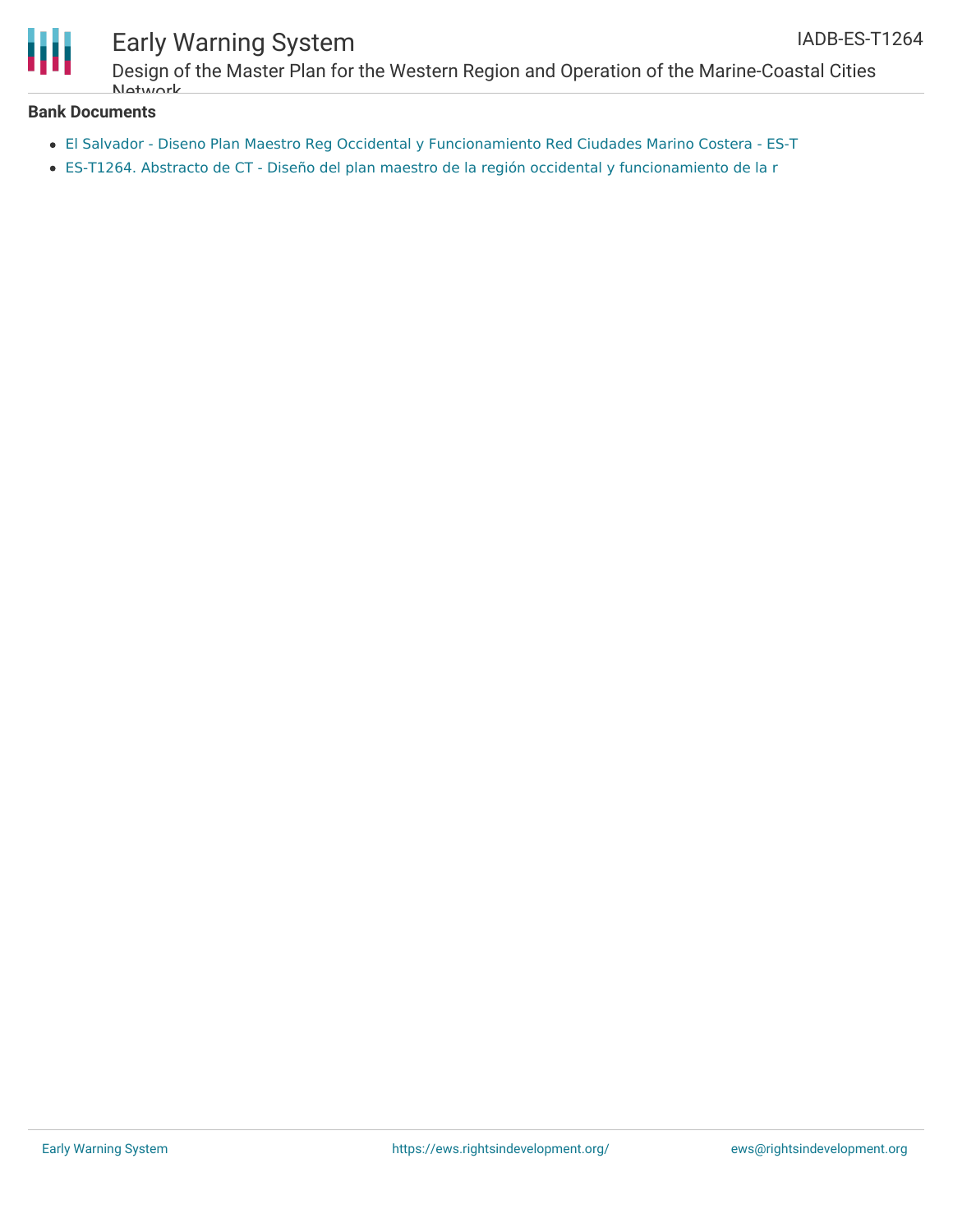**Bank Documents**

- El Salvador - Diseno Plan Maestro Reg Occidental y Funcionamiento Red Ciudades Marino Costera - ES-T
- ES-T1264. Abstracto de CT - Diseño del plan maestro de la región occidental y funcionamiento de la r